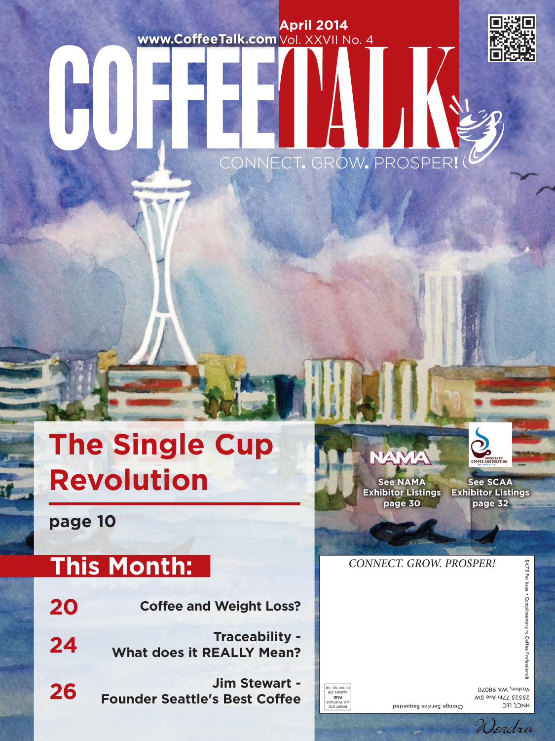www.CoffeeTalk.com

April 2014
Vol. XXVII No. 4

# COFFEE TALK

CONNECT. GROW. PROSPER!

## The Single Cup Revolution

page 10

NAMA
See NAMA Exhibitor Listings page 30

SPECIALTY COFFEE ASSOCIATION OF AMERICA
See SCAA Exhibitor Listings page 32

## This Month:

**20** Coffee and Weight Loss?

**24** Traceability - What does it REALLY Mean?

**26** Jim Stewart - Founder Seattle's Best Coffee

*CONNECT. GROW. PROSPER!*

$4.75 Per Issue • Complimentary to Coffee Professionals

HNCT, LLC
25525 77th Ave SW
Vashon, WA 98070

Change Service Requested

PRSRT STD
U.S. POSTAGE
PAID
ALBANY, OR
PERMIT NO. 188

Wendra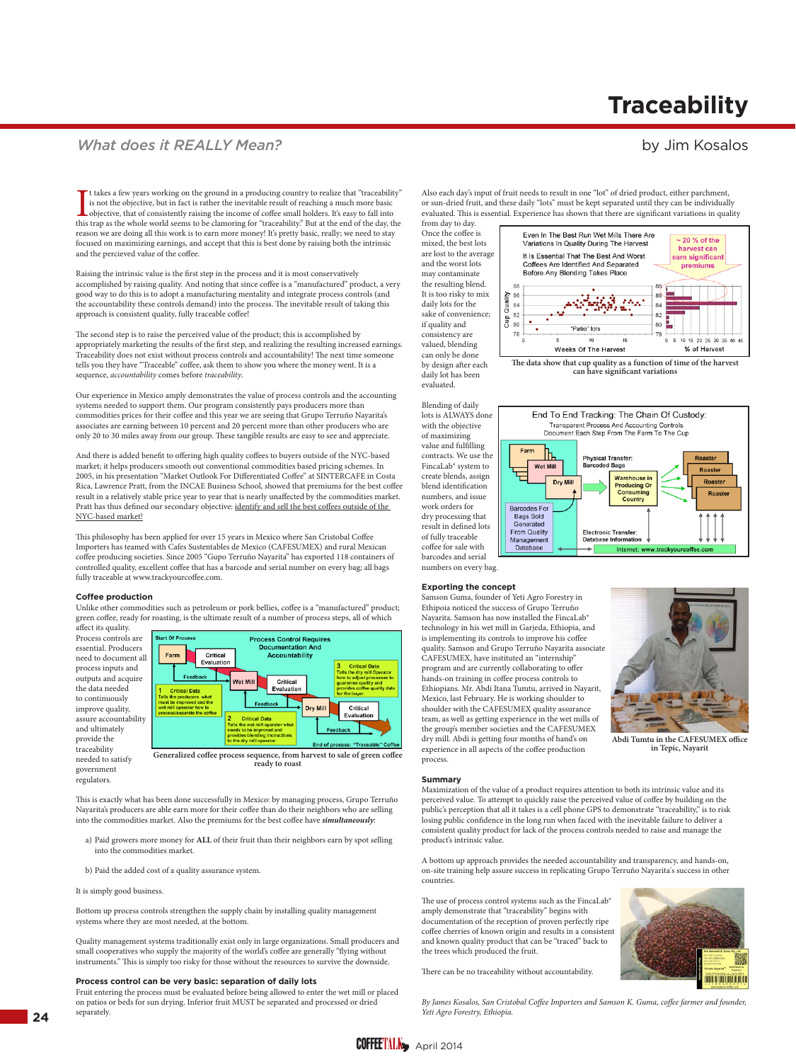# Traceability

## What does it REALLY Mean?

by Jim Kosalos

It takes a few years working on the ground in a producing country to realize that "traceability" is not the objective, but in fact is rather the inevitable result of reaching a much more basic objective, that of consistently raising the income of coffee small holders. It's easy to fall into this trap as the whole world seems to be clamoring for "traceability." But at the end of the day, the reason we are doing all this work is to earn more money! It's pretty basic, really; we need to stay focused on maximizing earnings, and accept that this is best done by raising both the intrinsic and the percieved value of the coffee.

Raising the intrinsic value is the first step in the process and it is most conservatively accomplished by raising quality. And noting that since coffee is a "manufactured" product, a very good way to do this is to adopt a manufacturing mentality and integrate process controls (and the accountability these controls demand) into the process. The inevitable result of taking this approach is consistent quality, fully traceable coffee!

The second step is to raise the perceived value of the product; this is accomplished by appropriately marketing the results of the first step, and realizing the resulting increased earnings. Traceability does not exist without process controls and accountability! The next time someone tells you they have "Traceable" coffee, ask them to show you where the money went. It is a sequence, *accountability* comes before *traceability*.

Our experience in Mexico amply demonstrates the value of process controls and the accounting systems needed to support them. Our program consistently pays producers more than commodities prices for their coffee and this year we are seeing that Grupo Terruño Nayarita's associates are earning between 10 percent and 20 percent more than other producers who are only 20 to 30 miles away from our group. These tangible results are easy to see and appreciate.

And there is added benefit to offering high quality coffees to buyers outside of the NYC-based market; it helps producers smooth out conventional commodities based pricing schemes. In 2005, in his presentation "Market Outlook For Differentiated Coffee" at SINTERCAFE in Costa Rica, Lawrence Pratt, from the INCAE Business School, showed that premiums for the best coffee result in a relatively stable price year to year that is nearly unaffected by the commodities market. Pratt has thus defined our secondary objective: identify and sell the best coffees outside of the NYC-based market!

This philosophy has been applied for over 15 years in Mexico where San Cristobal Coffee Importers has teamed with Cafes Sustentables de Mexico (CAFESUMEX) and rural Mexican coffee producing societies. Since 2005 "Gupo Terruño Nayarita" has exported 118 containers of controlled quality, excellent coffee that has a barcode and serial number on every bag; all bags fully traceable at www.trackyourcoffee.com.

### Coffee production

Unlike other commodities such as petroleum or pork bellies, coffee is a "manufactured" product; green coffee, ready for roasting, is the ultimate result of a number of process steps, all of which affect its quality. Process controls are essential. Producers need to document all process inputs and outputs and acquire the data needed to continuously improve quality, assure accountability and ultimately provide the traceability needed to satisfy government regulators.

Start Of Process
Process Control Requires Documentation And Accountability
Farm
Critical Evaluation
Feedback
Wet Mill
Critical Evaluation
Feedback
Dry Mill
Critical Evaluation
Feedback
1 Critical Data: Tells the producers what must be improved and the wet mill operator how to process/separate the coffee
2 Critical Data: Tells the wet mill operator what needs to be improved and provides blending instructions to the dry mill operator
3 Critical Data: Tells the dry mill Operator how to adjust processes to guarantee quality and provides coffee quality data for the buyer
End of process: "Traceable" Coffee

Generalized coffee process sequence, from harvest to sale of green coffee ready to roast

This is exactly what has been done successfully in Mexico: by managing process, Grupo Terruño Nayarita's producers are able earn more for their coffee than do their neighbors who are selling into the commodities market. Also the premiums for the best coffee have ***simultaneously***:

a) Paid growers more money for **ALL** of their fruit than their neighbors earn by spot selling into the commodities market.

b) Paid the added cost of a quality assurance system.

It is simply good business.

Bottom up process controls strengthen the supply chain by installing quality management systems where they are most needed, at the bottom.

Quality management systems traditionally exist only in large organizations. Small producers and small cooperatives who supply the majority of the world's coffee are generally "flying without instruments." This is simply too risky for those without the resources to survive the downside.

### Process control can be very basic: separation of daily lots

Fruit entering the process must be evaluated before being allowed to enter the wet mill or placed on patios or beds for sun drying. Inferior fruit MUST be separated and processed or dried separately.

Also each day's input of fruit needs to result in one "lot" of dried product, either parchment, or sun-dried fruit, and these daily "lots" must be kept separated until they can be individually evaluated. This is essential. Experience has shown that there are significant variations in quality from day to day. Once the coffee is mixed, the best lots are lost to the average and the worst lots may contaminate the resulting blend. It is too risky to mix daily lots for the sake of convenience; if quality and consistency are valued, blending can only be done by design after each daily lot has been evaluated.

Even In The Best Run Wet Mills There Are Variations In Quality During The Harvest
It Is Essential That The Best And Worst Coffees Are Identified And Separated Before Any Blending Takes Place
~ 20 % of the harvest can earn significant premiums
Cup Quality
88
86
84
82
80
78
0 5 10 15
Weeks Of The Harvest
"Patio" lots
0 5 10 15 20 25 30 35 40 45
% of Harvest

The data show that cup quality as a function of time of the harvest can have significant variations

Blending of daily lots is ALWAYS done with the objective of maximizing value and fulfilling contracts. We use the FincaLab® system to create blends, assign blend identification numbers, and issue work orders for dry processing that result in defined lots of fully traceable coffee for sale with barcodes and serial numbers on every bag.

End To End Tracking: The Chain Of Custody:
Transparent Process And Accounting Controls Document Each Step From The Farm To The Cup
Farm
Wet Mill
Dry Mill
Physical Transfer: Barcoded Bags
Warehouse in Producing Or Consuming Country
Roaster
Roaster
Roaster
Roaster
Barcodes For Bags Sold Generated From Quality Management Database
Electronic Transfer: Database Information
Internet: www.trackyourcoffee.com

### Exporting the concept

Samson Guma, founder of Yeti Agro Forestry in Ethiopia noticed the success of Grupo Terruño Nayarita. Samson has now installed the FincaLab® technology in his wet mill in Garjeda, Ethiopia, and is implementing its controls to improve his coffee quality. Samson and Grupo Terruño Nayarita associate CAFESUMEX, have instituted an "internship" program and are currently collaborating to offer hands-on training in coffee process controls to Ethiopians. Mr. Abdi Itana Tumtu, arrived in Nayarit, Mexico, last February. He is working shoulder to shoulder with the CAFESUMEX quality assurance team, as well as getting experience in the wet mills of the group's member societies and the CAFESUMEX dry mill. Abdi is getting four months of hand's on experience in all aspects of the coffee production process.

Abdi Tumtu in the CAFESUMEX office in Tepic, Nayarit

### Summary

Maximization of the value of a product requires attention to both its intrinsic value and its perceived value. To attempt to quickly raise the perceived value of coffee by building on the public's perception that all it takes is a cell phone GPS to demonstrate "traceability," is to risk losing public confidence in the long run when faced with the inevitable failure to deliver a consistent quality product for lack of the process controls needed to raise and manage the product's intrinsic value.

A bottom up approach provides the needed accountability and transparency, and hands-on, on-site training help assure success in replicating Grupo Terruño Nayarita's success in other countries.

The use of process control systems such as the FincaLab® amply demonstrate that "traceability" begins with documentation of the reception of proven perfectly ripe coffee cherries of known origin and results in a consistent and known quality product that can be "traced" back to the trees which produced the fruit.

There can be no traceability without accountability.

*By James Kosalos, San Cristobal Coffee Importers and Samson K. Guma, coffee farmer and founder, Yeti Agro Forestry, Ethiopia.*